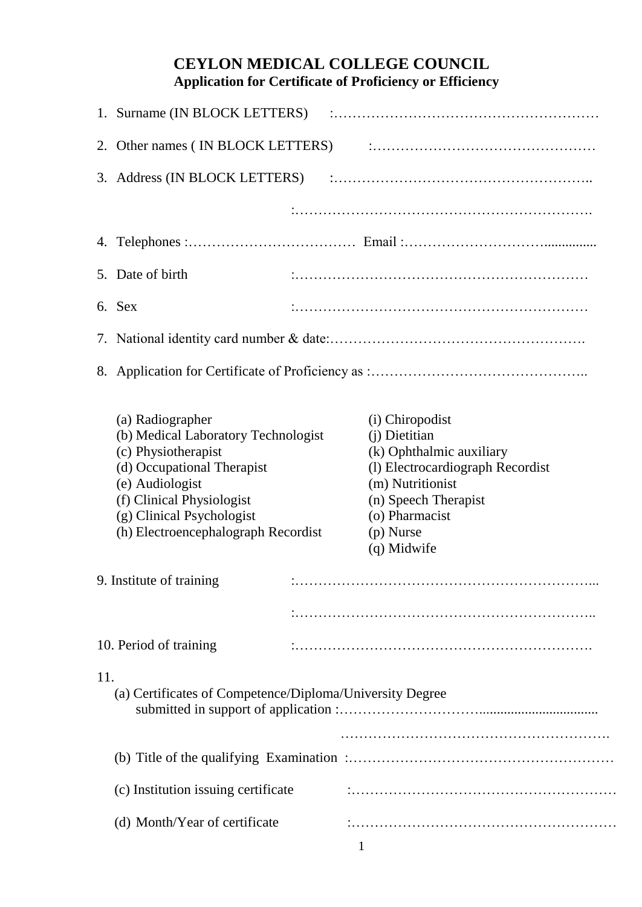# CEYLON MEDICAL COLLEGE COUNCIL

## Application for Certificate of Proficiency or Efficiency

1. Surname (IN BLOCK LETTERS) :…………………………………………………
2. Other names ( IN BLOCK LETTERS) :…………………………………………
3. Address (IN BLOCK LETTERS) :……………………………………………..

   :……………………………………………………….

4. Telephones :……………………………… Email :………………………...............
5. Date of birth :………………………………………………………
6. Sex :………………………………………………………
7. National identity card number & date:…………………………………………….
8. Application for Certificate of Proficiency as :………………………………………..

   (a) Radiographer
   (b) Medical Laboratory Technologist
   (c) Physiotherapist
   (d) Occupational Therapist
   (e) Audiologist
   (f) Clinical Physiologist
   (g) Clinical Psychologist
   (h) Electroencephalograph Recordist
   (i) Chiropodist
   (j) Dietitian
   (k) Ophthalmic auxiliary
   (l) Electrocardiograph Recordist
   (m) Nutritionist
   (n) Speech Therapist
   (o) Pharmacist
   (p) Nurse
   (q) Midwife

9. Institute of training :……………………………………………………...

   :……………………………………………………..

10. Period of training :……………………………………………………….

11.
   (a) Certificates of Competence/Diploma/University Degree submitted in support of application :………………………................................

   ………………………………………………….

   (b) Title of the qualifying Examination :…………………………………………………

   (c) Institution issuing certificate :………………………………………………

   (d) Month/Year of certificate :………………………………………………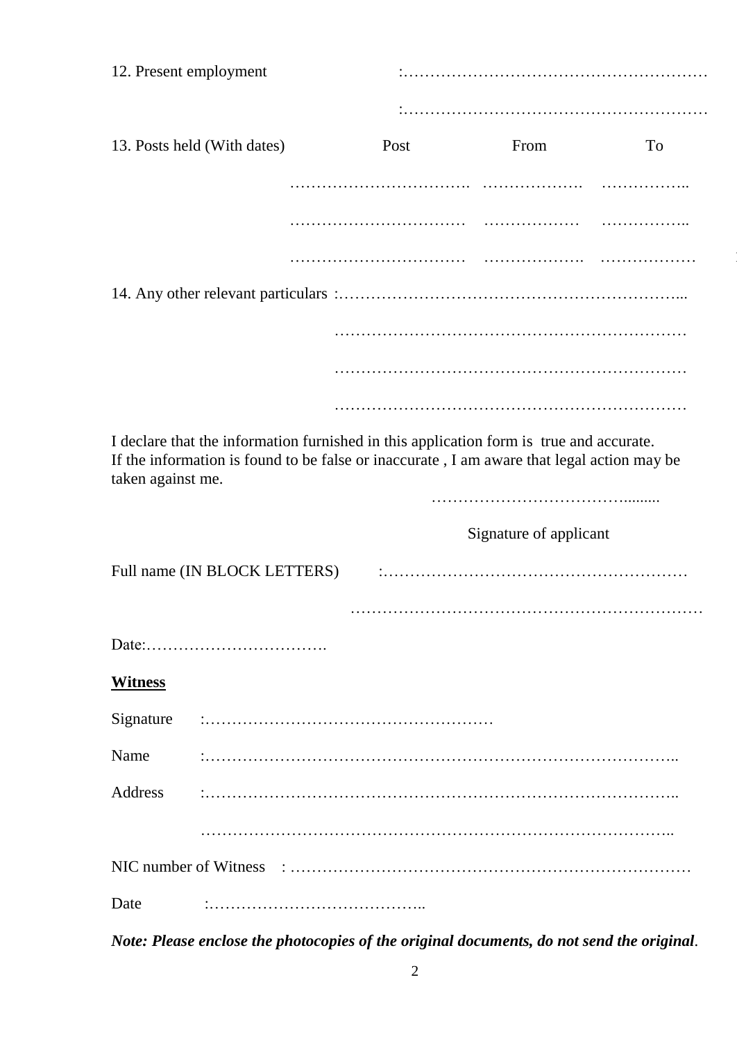12. Present employment :…………………………………………………

:…………………………………………………

13. Posts held (With dates)

| Post | From | To |
|---|---|---|
| ……………………………. | ………………. | …………….. |
| …………………………… | ……………… | …………….. |
| …………………………… | ………………. | ……………… |

14. Any other relevant particulars :………………………………………………………...

………………………………………………………

………………………………………………………

………………………………………………………

I declare that the information furnished in this application form is true and accurate. If the information is found to be false or inaccurate , I am aware that legal action may be taken against me.

……………………………….........

Signature of applicant

Full name (IN BLOCK LETTERS) :…………………………………………………

…………………………………………………………

Date:…………………………….

**Witness**

Signature :………………………………………………

Name :…………………………………………………………………………..

Address :…………………………………………………………………………..

…………………………………………………………………………..

NIC number of Witness : …………………………………………………………………

Date :………………………………..

***Note: Please enclose the photocopies of the original documents, do not send the original*.**